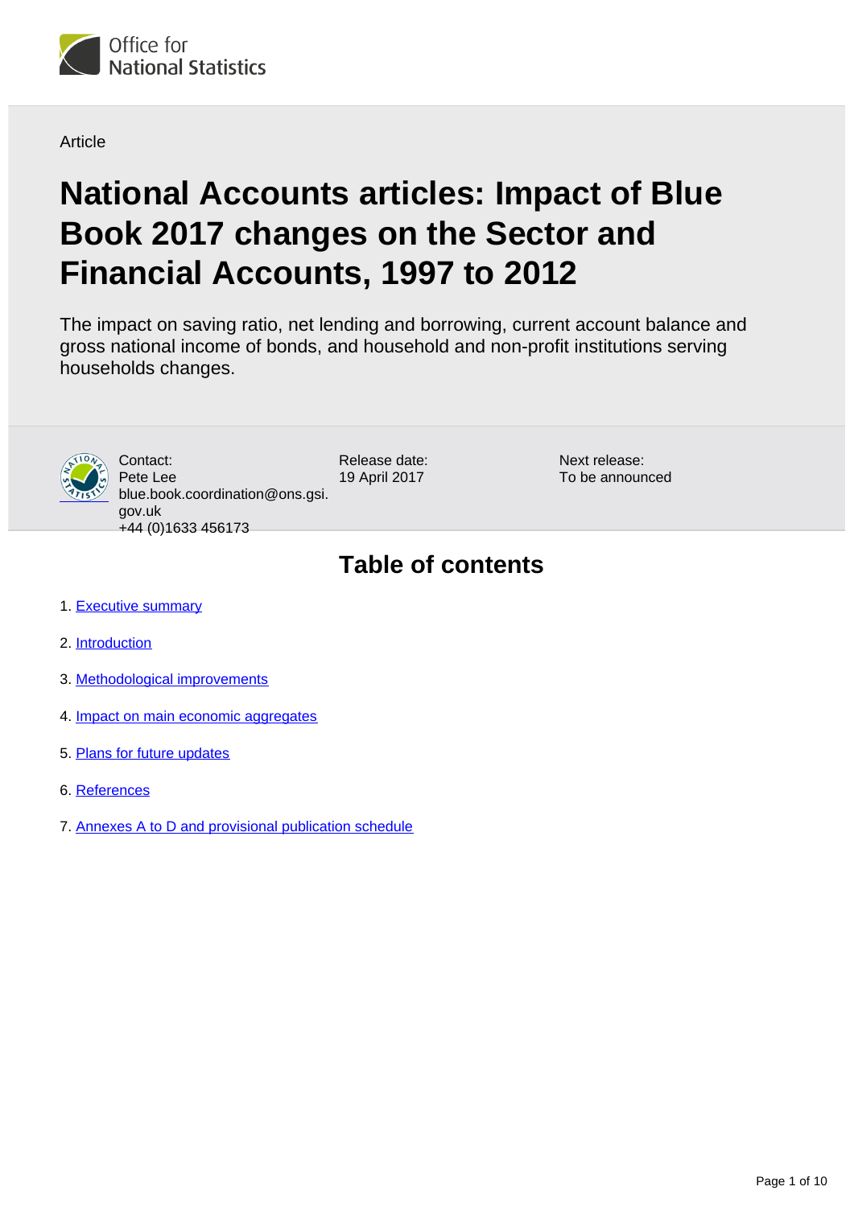Office for National Statistics

Article

# National Accounts articles: Impact of Blue Book 2017 changes on the Sector and Financial Accounts, 1997 to 2012

The impact on saving ratio, net lending and borrowing, current account balance and gross national income of bonds, and household and non-profit institutions serving households changes.

Contact:
Pete Lee
blue.book.coordination@ons.gsi.gov.uk
+44 (0)1633 456173

Release date:
19 April 2017

Next release:
To be announced

## Table of contents

1. Executive summary
2. Introduction
3. Methodological improvements
4. Impact on main economic aggregates
5. Plans for future updates
6. References
7. Annexes A to D and provisional publication schedule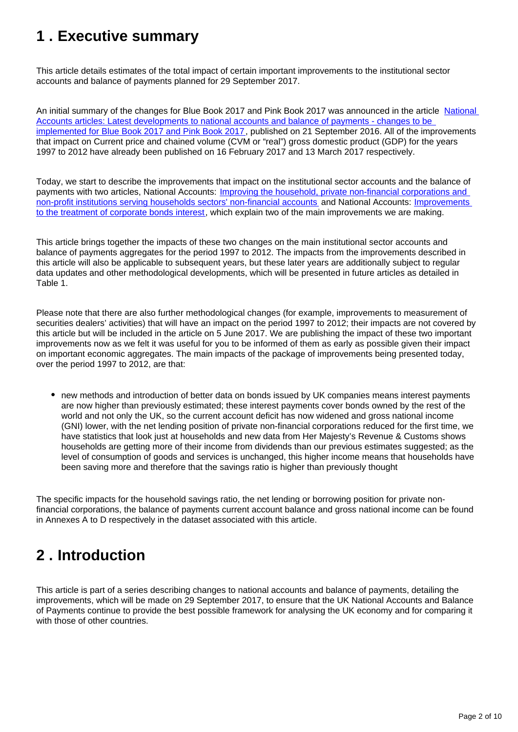## 1 . Executive summary

This article details estimates of the total impact of certain important improvements to the institutional sector accounts and balance of payments planned for 29 September 2017.

An initial summary of the changes for Blue Book 2017 and Pink Book 2017 was announced in the article [National Accounts articles: Latest developments to national accounts and balance of payments - changes to be implemented for Blue Book 2017 and Pink Book 2017](), published on 21 September 2016. All of the improvements that impact on Current price and chained volume (CVM or "real") gross domestic product (GDP) for the years 1997 to 2012 have already been published on 16 February 2017 and 13 March 2017 respectively.

Today, we start to describe the improvements that impact on the institutional sector accounts and the balance of payments with two articles, National Accounts: [Improving the household, private non-financial corporations and non-profit institutions serving households sectors' non-financial accounts]() and National Accounts: [Improvements to the treatment of corporate bonds interest](), which explain two of the main improvements we are making.

This article brings together the impacts of these two changes on the main institutional sector accounts and balance of payments aggregates for the period 1997 to 2012. The impacts from the improvements described in this article will also be applicable to subsequent years, but these later years are additionally subject to regular data updates and other methodological developments, which will be presented in future articles as detailed in Table 1.

Please note that there are also further methodological changes (for example, improvements to measurement of securities dealers' activities) that will have an impact on the period 1997 to 2012; their impacts are not covered by this article but will be included in the article on 5 June 2017. We are publishing the impact of these two important improvements now as we felt it was useful for you to be informed of them as early as possible given their impact on important economic aggregates. The main impacts of the package of improvements being presented today, over the period 1997 to 2012, are that:

- new methods and introduction of better data on bonds issued by UK companies means interest payments are now higher than previously estimated; these interest payments cover bonds owned by the rest of the world and not only the UK, so the current account deficit has now widened and gross national income (GNI) lower, with the net lending position of private non-financial corporations reduced for the first time, we have statistics that look just at households and new data from Her Majesty's Revenue & Customs shows households are getting more of their income from dividends than our previous estimates suggested; as the level of consumption of goods and services is unchanged, this higher income means that households have been saving more and therefore that the savings ratio is higher than previously thought

The specific impacts for the household savings ratio, the net lending or borrowing position for private non-financial corporations, the balance of payments current account balance and gross national income can be found in Annexes A to D respectively in the dataset associated with this article.

## 2 . Introduction

This article is part of a series describing changes to national accounts and balance of payments, detailing the improvements, which will be made on 29 September 2017, to ensure that the UK National Accounts and Balance of Payments continue to provide the best possible framework for analysing the UK economy and for comparing it with those of other countries.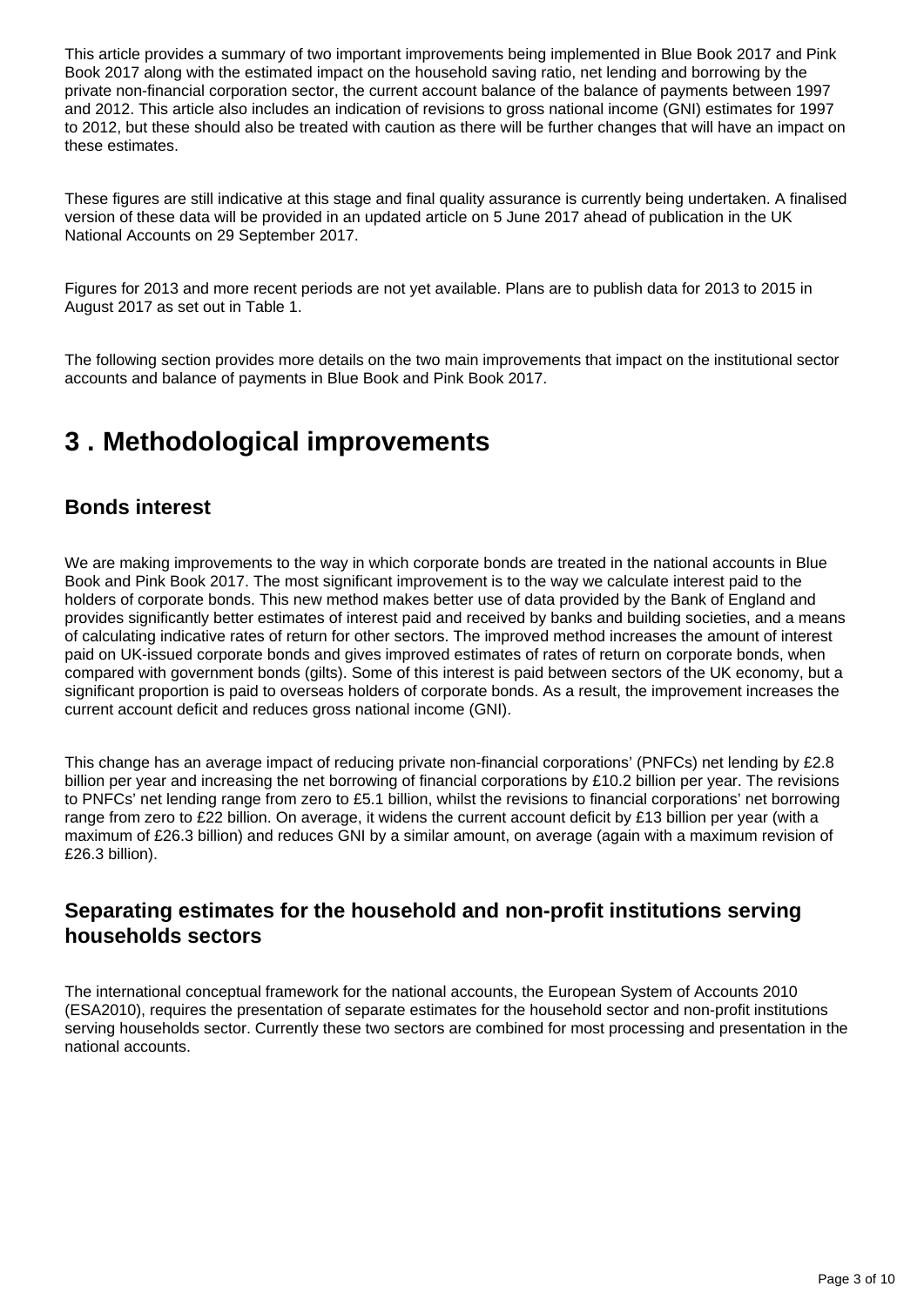This article provides a summary of two important improvements being implemented in Blue Book 2017 and Pink Book 2017 along with the estimated impact on the household saving ratio, net lending and borrowing by the private non-financial corporation sector, the current account balance of the balance of payments between 1997 and 2012. This article also includes an indication of revisions to gross national income (GNI) estimates for 1997 to 2012, but these should also be treated with caution as there will be further changes that will have an impact on these estimates.

These figures are still indicative at this stage and final quality assurance is currently being undertaken. A finalised version of these data will be provided in an updated article on 5 June 2017 ahead of publication in the UK National Accounts on 29 September 2017.

Figures for 2013 and more recent periods are not yet available. Plans are to publish data for 2013 to 2015 in August 2017 as set out in Table 1.

The following section provides more details on the two main improvements that impact on the institutional sector accounts and balance of payments in Blue Book and Pink Book 2017.

# 3 . Methodological improvements

## Bonds interest

We are making improvements to the way in which corporate bonds are treated in the national accounts in Blue Book and Pink Book 2017. The most significant improvement is to the way we calculate interest paid to the holders of corporate bonds. This new method makes better use of data provided by the Bank of England and provides significantly better estimates of interest paid and received by banks and building societies, and a means of calculating indicative rates of return for other sectors. The improved method increases the amount of interest paid on UK-issued corporate bonds and gives improved estimates of rates of return on corporate bonds, when compared with government bonds (gilts). Some of this interest is paid between sectors of the UK economy, but a significant proportion is paid to overseas holders of corporate bonds. As a result, the improvement increases the current account deficit and reduces gross national income (GNI).

This change has an average impact of reducing private non-financial corporations' (PNFCs) net lending by £2.8 billion per year and increasing the net borrowing of financial corporations by £10.2 billion per year. The revisions to PNFCs' net lending range from zero to £5.1 billion, whilst the revisions to financial corporations' net borrowing range from zero to £22 billion. On average, it widens the current account deficit by £13 billion per year (with a maximum of £26.3 billion) and reduces GNI by a similar amount, on average (again with a maximum revision of £26.3 billion).

## Separating estimates for the household and non-profit institutions serving households sectors

The international conceptual framework for the national accounts, the European System of Accounts 2010 (ESA2010), requires the presentation of separate estimates for the household sector and non-profit institutions serving households sector. Currently these two sectors are combined for most processing and presentation in the national accounts.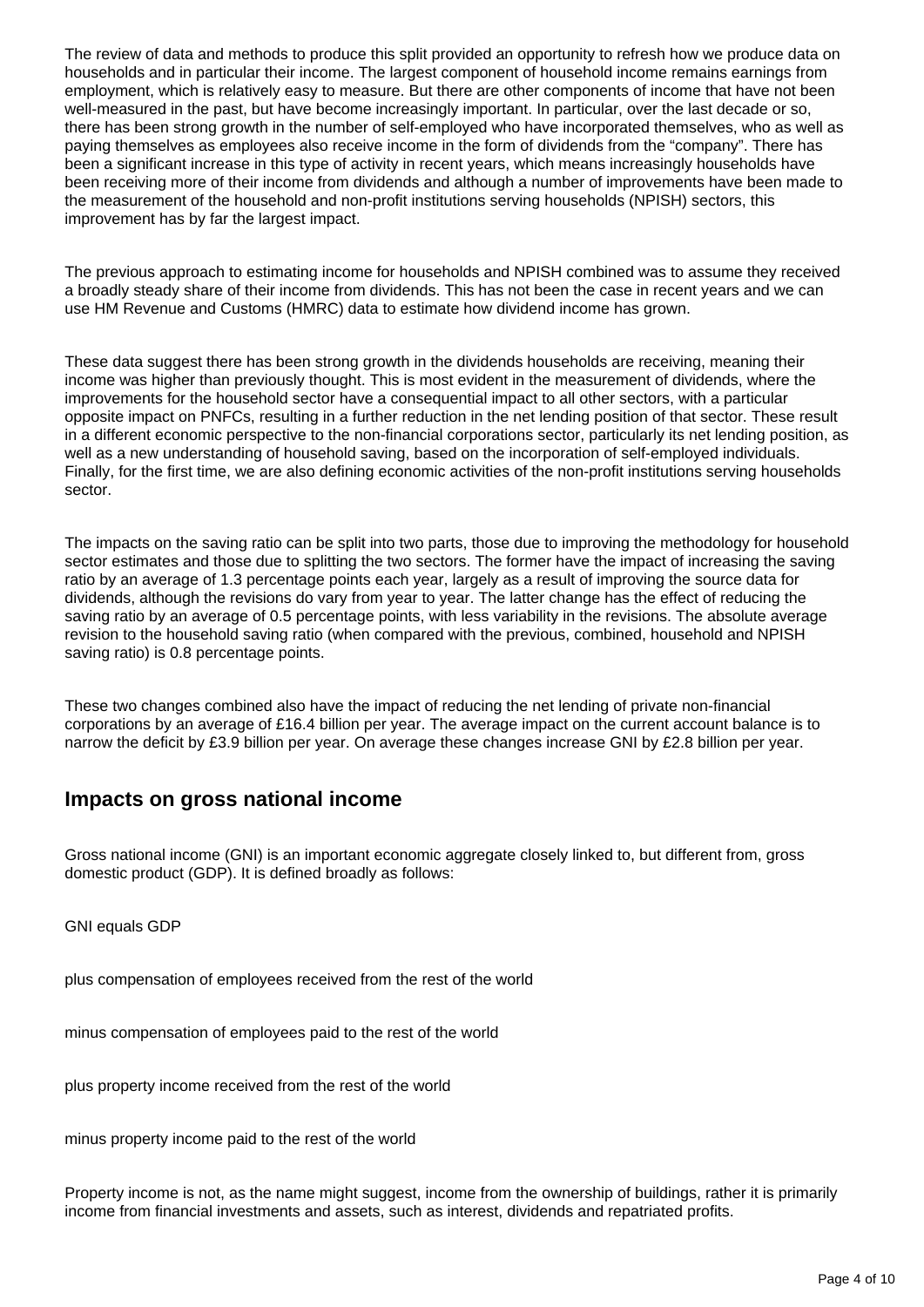The review of data and methods to produce this split provided an opportunity to refresh how we produce data on households and in particular their income. The largest component of household income remains earnings from employment, which is relatively easy to measure. But there are other components of income that have not been well-measured in the past, but have become increasingly important. In particular, over the last decade or so, there has been strong growth in the number of self-employed who have incorporated themselves, who as well as paying themselves as employees also receive income in the form of dividends from the "company". There has been a significant increase in this type of activity in recent years, which means increasingly households have been receiving more of their income from dividends and although a number of improvements have been made to the measurement of the household and non-profit institutions serving households (NPISH) sectors, this improvement has by far the largest impact.

The previous approach to estimating income for households and NPISH combined was to assume they received a broadly steady share of their income from dividends. This has not been the case in recent years and we can use HM Revenue and Customs (HMRC) data to estimate how dividend income has grown.

These data suggest there has been strong growth in the dividends households are receiving, meaning their income was higher than previously thought. This is most evident in the measurement of dividends, where the improvements for the household sector have a consequential impact to all other sectors, with a particular opposite impact on PNFCs, resulting in a further reduction in the net lending position of that sector. These result in a different economic perspective to the non-financial corporations sector, particularly its net lending position, as well as a new understanding of household saving, based on the incorporation of self-employed individuals. Finally, for the first time, we are also defining economic activities of the non-profit institutions serving households sector.

The impacts on the saving ratio can be split into two parts, those due to improving the methodology for household sector estimates and those due to splitting the two sectors. The former have the impact of increasing the saving ratio by an average of 1.3 percentage points each year, largely as a result of improving the source data for dividends, although the revisions do vary from year to year. The latter change has the effect of reducing the saving ratio by an average of 0.5 percentage points, with less variability in the revisions. The absolute average revision to the household saving ratio (when compared with the previous, combined, household and NPISH saving ratio) is 0.8 percentage points.

These two changes combined also have the impact of reducing the net lending of private non-financial corporations by an average of £16.4 billion per year. The average impact on the current account balance is to narrow the deficit by £3.9 billion per year. On average these changes increase GNI by £2.8 billion per year.

## Impacts on gross national income

Gross national income (GNI) is an important economic aggregate closely linked to, but different from, gross domestic product (GDP). It is defined broadly as follows:

GNI equals GDP

plus compensation of employees received from the rest of the world

minus compensation of employees paid to the rest of the world

plus property income received from the rest of the world

minus property income paid to the rest of the world

Property income is not, as the name might suggest, income from the ownership of buildings, rather it is primarily income from financial investments and assets, such as interest, dividends and repatriated profits.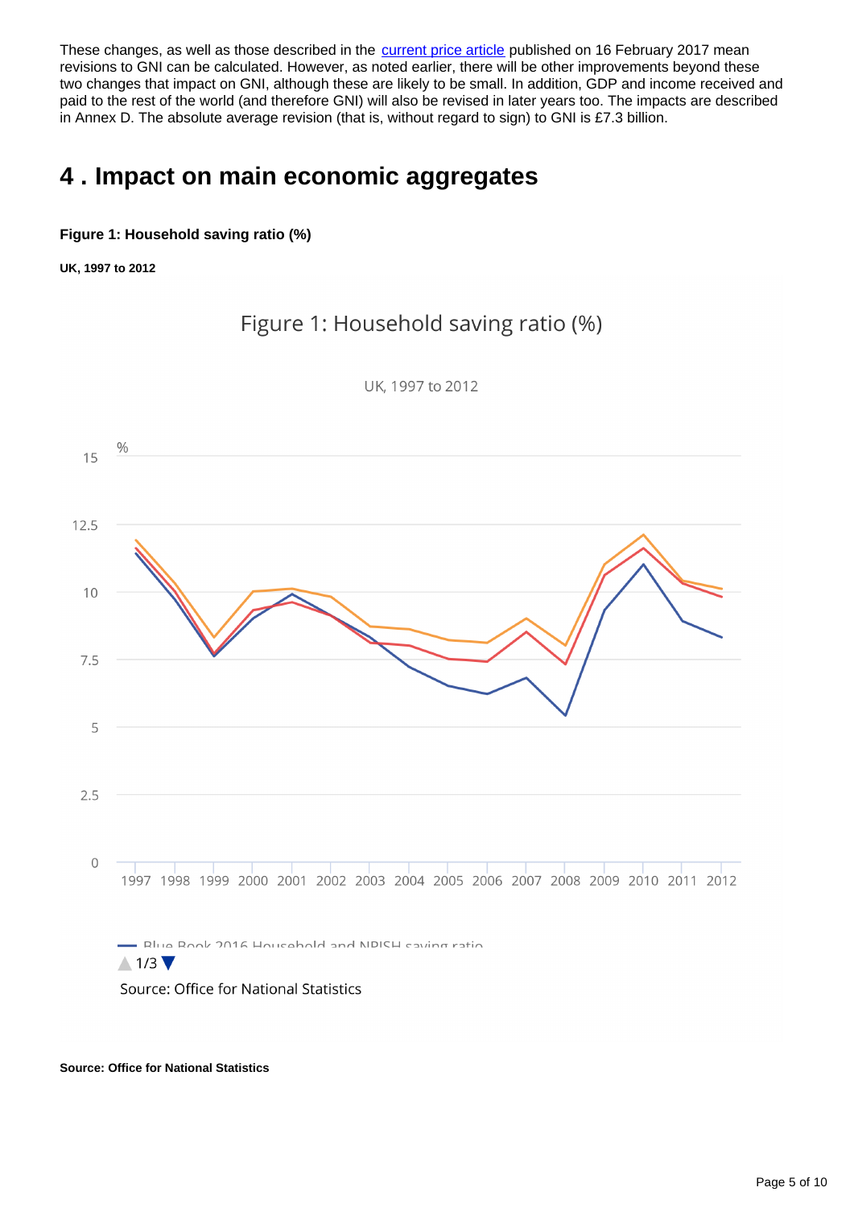These changes, as well as those described in the current price article published on 16 February 2017 mean revisions to GNI can be calculated. However, as noted earlier, there will be other improvements beyond these two changes that impact on GNI, although these are likely to be small. In addition, GDP and income received and paid to the rest of the world (and therefore GNI) will also be revised in later years too. The impacts are described in Annex D. The absolute average revision (that is, without regard to sign) to GNI is £7.3 billion.

## 4 . Impact on main economic aggregates

**Figure 1: Household saving ratio (%)**

**UK, 1997 to 2012**

**Source: Office for National Statistics**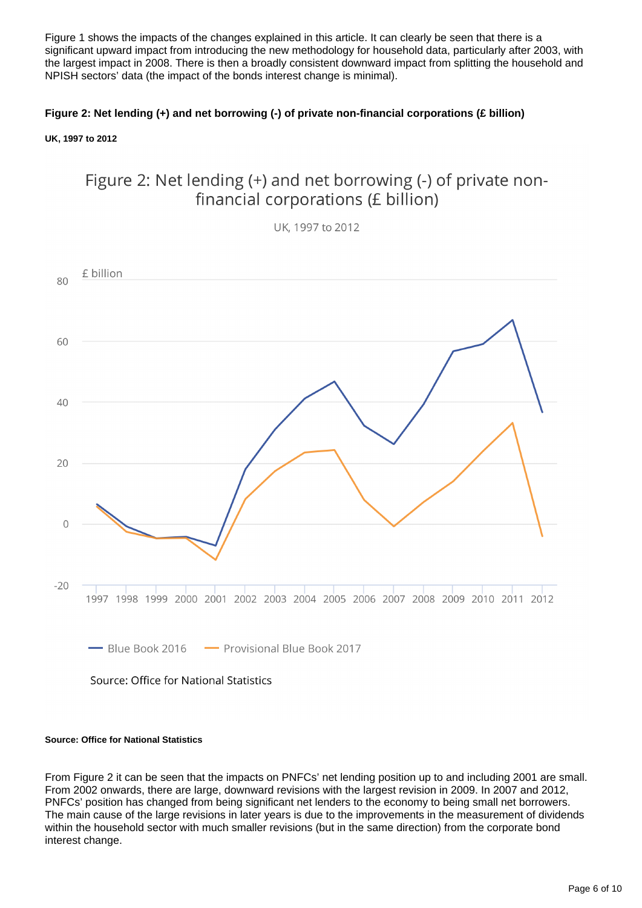Figure 1 shows the impacts of the changes explained in this article. It can clearly be seen that there is a significant upward impact from introducing the new methodology for household data, particularly after 2003, with the largest impact in 2008. There is then a broadly consistent downward impact from splitting the household and NPISH sectors' data (the impact of the bonds interest change is minimal).

**Figure 2: Net lending (+) and net borrowing (-) of private non-financial corporations (£ billion)**

**UK, 1997 to 2012**

**Source: Office for National Statistics**

From Figure 2 it can be seen that the impacts on PNFCs' net lending position up to and including 2001 are small. From 2002 onwards, there are large, downward revisions with the largest revision in 2009. In 2007 and 2012, PNFCs' position has changed from being significant net lenders to the economy to being small net borrowers. The main cause of the large revisions in later years is due to the improvements in the measurement of dividends within the household sector with much smaller revisions (but in the same direction) from the corporate bond interest change.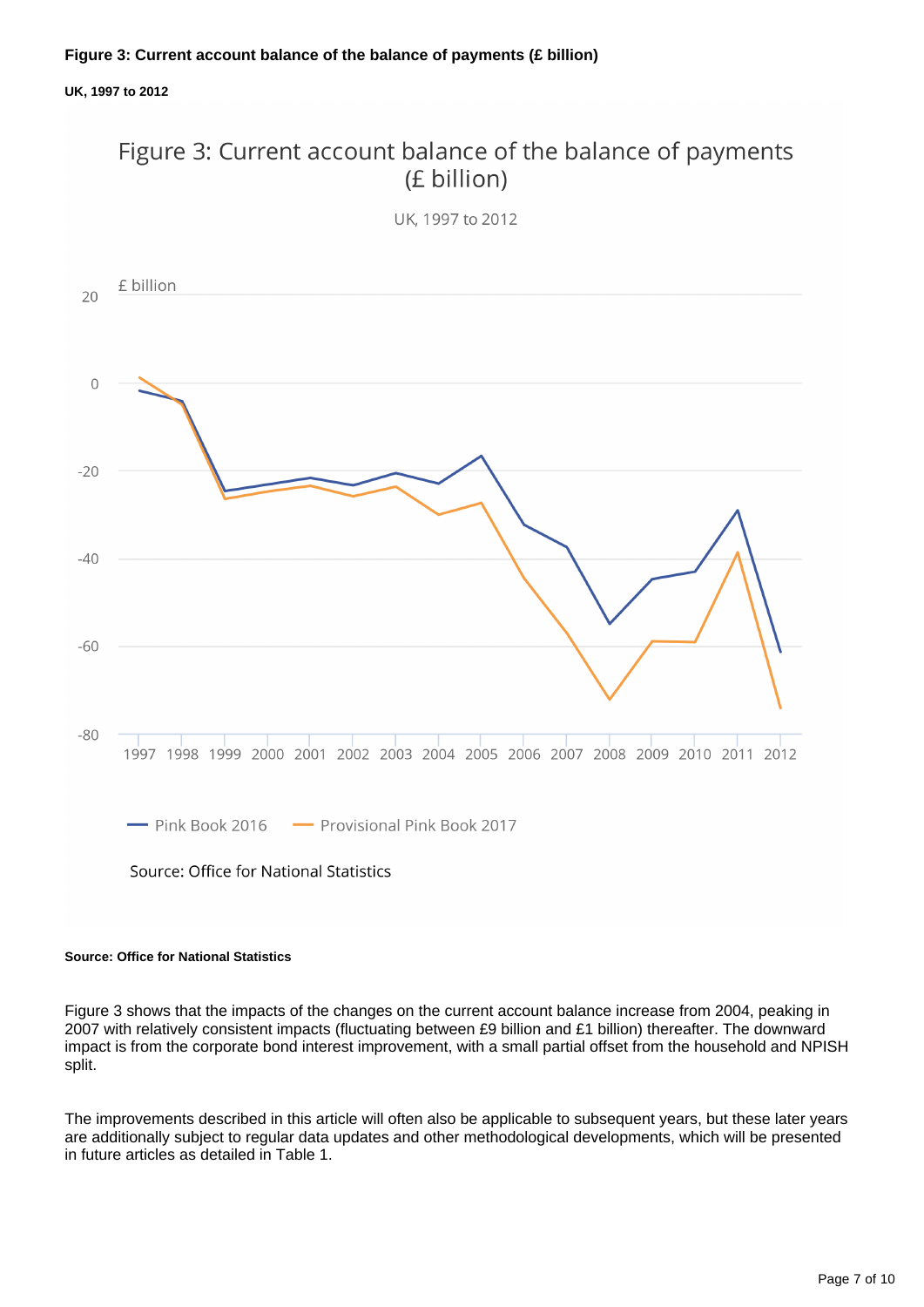**Figure 3: Current account balance of the balance of payments (£ billion)**

**UK, 1997 to 2012**

**Source: Office for National Statistics**

Figure 3 shows that the impacts of the changes on the current account balance increase from 2004, peaking in 2007 with relatively consistent impacts (fluctuating between £9 billion and £1 billion) thereafter. The downward impact is from the corporate bond interest improvement, with a small partial offset from the household and NPISH split.

The improvements described in this article will often also be applicable to subsequent years, but these later years are additionally subject to regular data updates and other methodological developments, which will be presented in future articles as detailed in Table 1.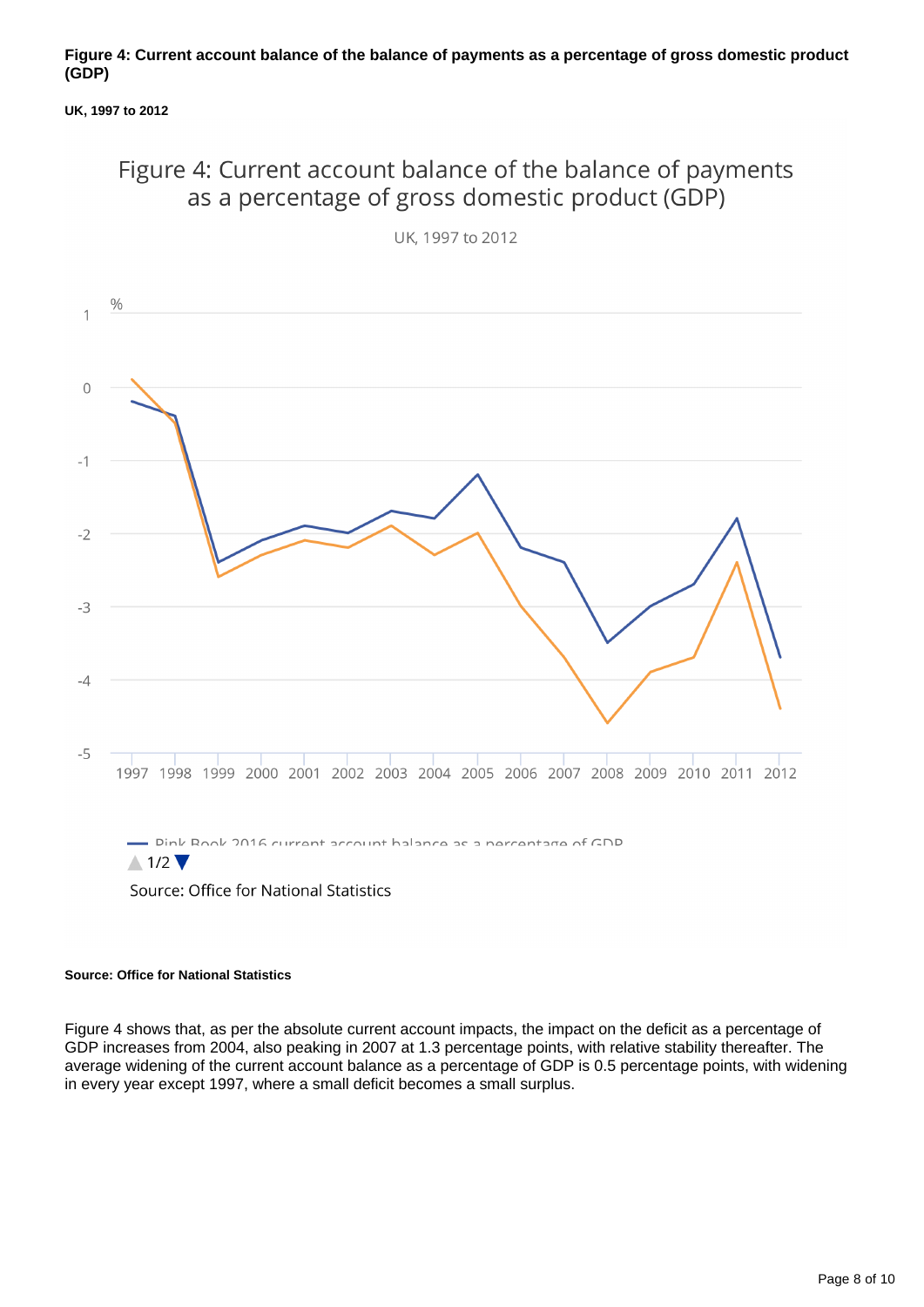**Figure 4: Current account balance of the balance of payments as a percentage of gross domestic product (GDP)**

**UK, 1997 to 2012**

**Source: Office for National Statistics**

Figure 4 shows that, as per the absolute current account impacts, the impact on the deficit as a percentage of GDP increases from 2004, also peaking in 2007 at 1.3 percentage points, with relative stability thereafter. The average widening of the current account balance as a percentage of GDP is 0.5 percentage points, with widening in every year except 1997, where a small deficit becomes a small surplus.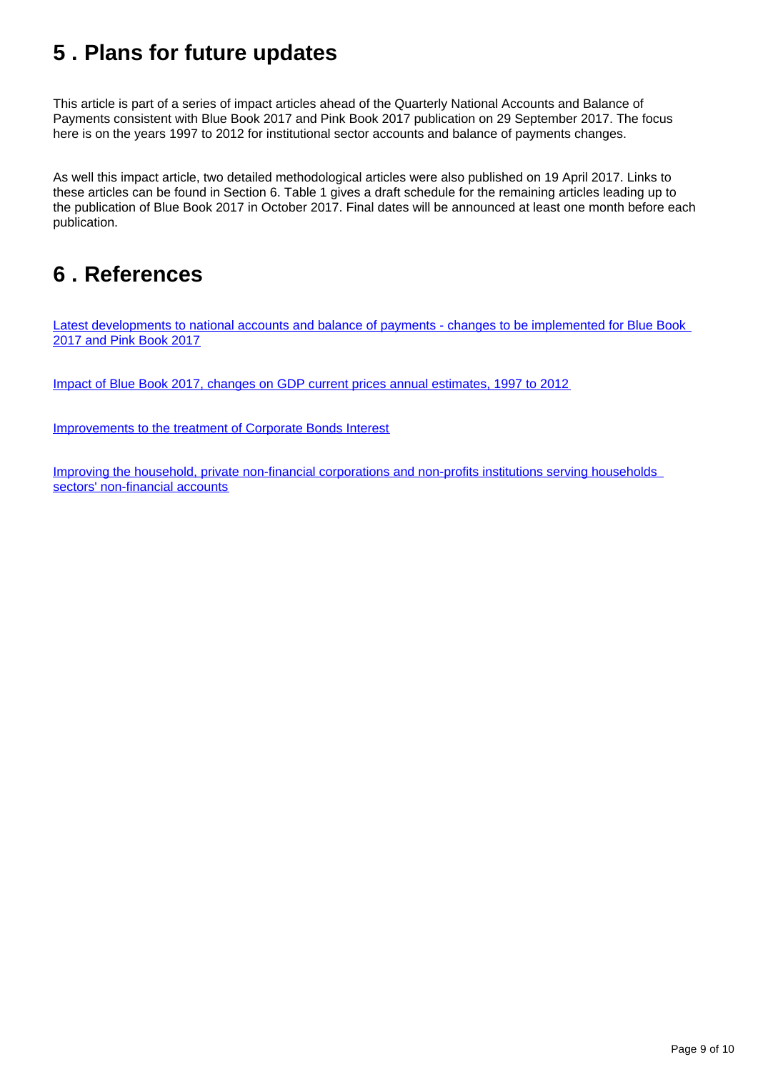## 5 . Plans for future updates

This article is part of a series of impact articles ahead of the Quarterly National Accounts and Balance of Payments consistent with Blue Book 2017 and Pink Book 2017 publication on 29 September 2017. The focus here is on the years 1997 to 2012 for institutional sector accounts and balance of payments changes.

As well this impact article, two detailed methodological articles were also published on 19 April 2017. Links to these articles can be found in Section 6. Table 1 gives a draft schedule for the remaining articles leading up to the publication of Blue Book 2017 in October 2017. Final dates will be announced at least one month before each publication.

## 6 . References

Latest developments to national accounts and balance of payments - changes to be implemented for Blue Book 2017 and Pink Book 2017

Impact of Blue Book 2017, changes on GDP current prices annual estimates, 1997 to 2012

Improvements to the treatment of Corporate Bonds Interest

Improving the household, private non-financial corporations and non-profits institutions serving households sectors' non-financial accounts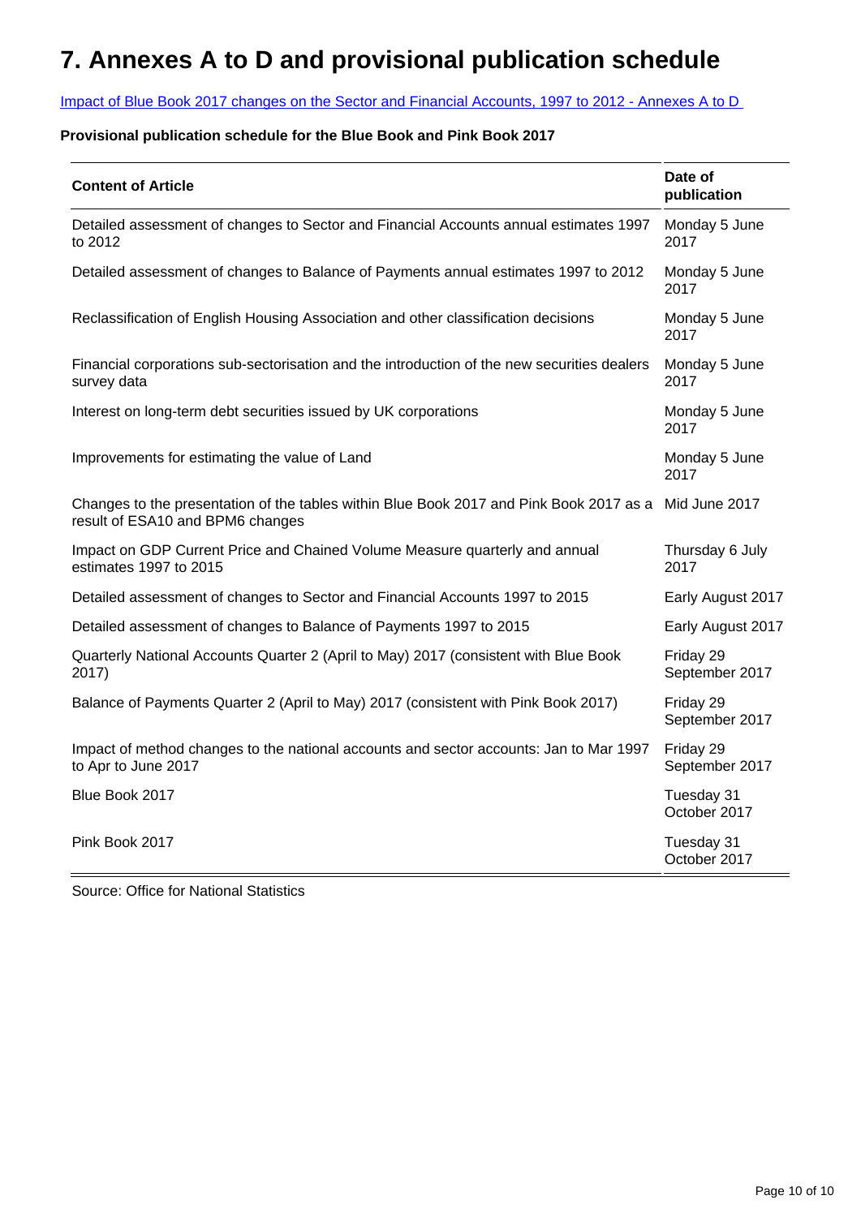# 7. Annexes A to D and provisional publication schedule

[Impact of Blue Book 2017 changes on the Sector and Financial Accounts, 1997 to 2012 - Annexes A to D](#)

**Provisional publication schedule for the Blue Book and Pink Book 2017**

| Content of Article | Date of publication |
|---|---|
| Detailed assessment of changes to Sector and Financial Accounts annual estimates 1997 to 2012 | Monday 5 June 2017 |
| Detailed assessment of changes to Balance of Payments annual estimates 1997 to 2012 | Monday 5 June 2017 |
| Reclassification of English Housing Association and other classification decisions | Monday 5 June 2017 |
| Financial corporations sub-sectorisation and the introduction of the new securities dealers survey data | Monday 5 June 2017 |
| Interest on long-term debt securities issued by UK corporations | Monday 5 June 2017 |
| Improvements for estimating the value of Land | Monday 5 June 2017 |
| Changes to the presentation of the tables within Blue Book 2017 and Pink Book 2017 as a result of ESA10 and BPM6 changes | Mid June 2017 |
| Impact on GDP Current Price and Chained Volume Measure quarterly and annual estimates 1997 to 2015 | Thursday 6 July 2017 |
| Detailed assessment of changes to Sector and Financial Accounts 1997 to 2015 | Early August 2017 |
| Detailed assessment of changes to Balance of Payments 1997 to 2015 | Early August 2017 |
| Quarterly National Accounts Quarter 2 (April to May) 2017 (consistent with Blue Book 2017) | Friday 29 September 2017 |
| Balance of Payments Quarter 2 (April to May) 2017 (consistent with Pink Book 2017) | Friday 29 September 2017 |
| Impact of method changes to the national accounts and sector accounts: Jan to Mar 1997 to Apr to June 2017 | Friday 29 September 2017 |
| Blue Book 2017 | Tuesday 31 October 2017 |
| Pink Book 2017 | Tuesday 31 October 2017 |

Source: Office for National Statistics